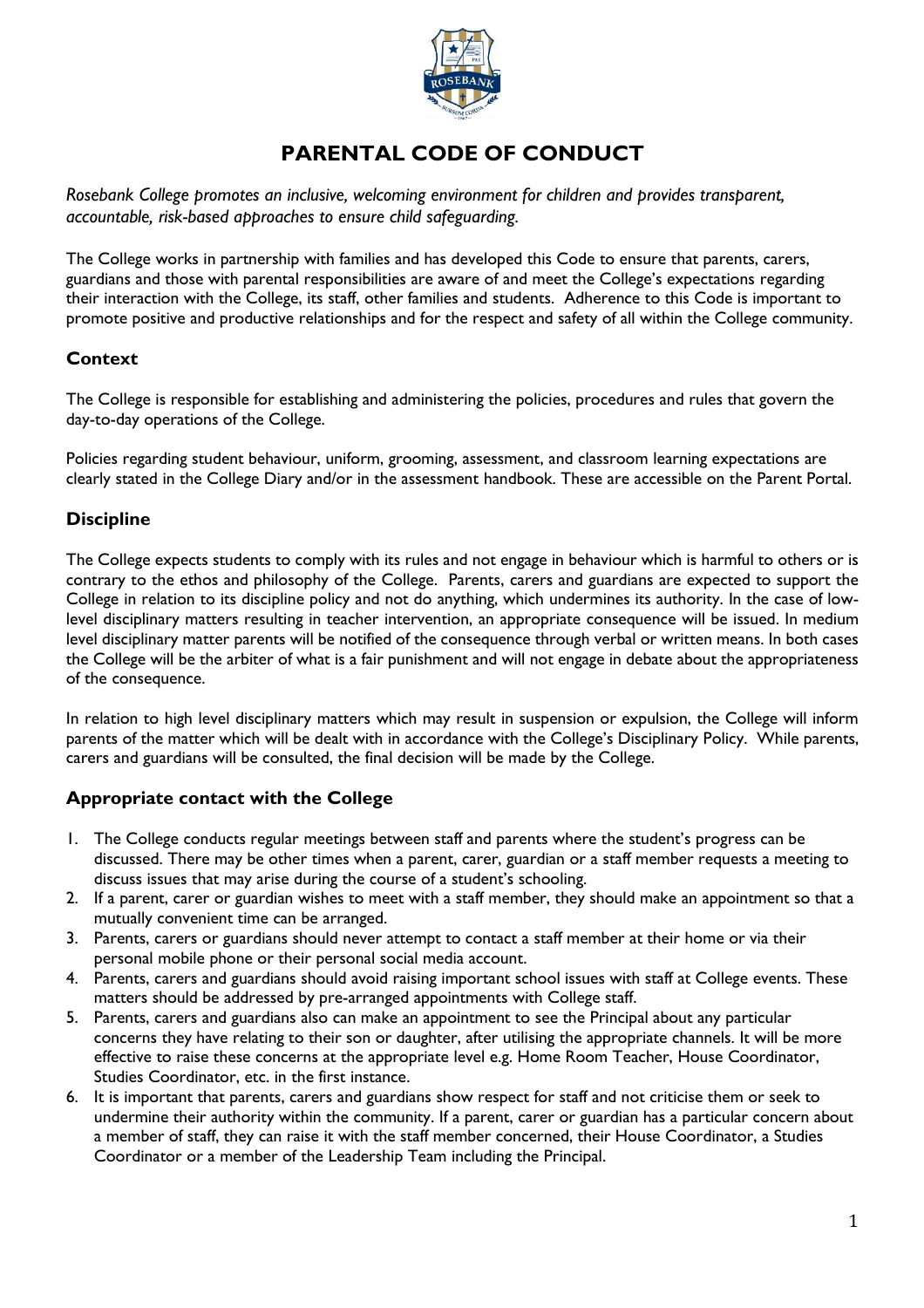# PARENTAL CODE OF CONDUCT

*Rosebank College promotes an inclusive, welcoming environment for children and provides transparent, accountable, risk-based approaches to ensure child safeguarding.*

The College works in partnership with families and has developed this Code to ensure that parents, carers, guardians and those with parental responsibilities are aware of and meet the College's expectations regarding their interaction with the College, its staff, other families and students. Adherence to this Code is important to promote positive and productive relationships and for the respect and safety of all within the College community.

## Context

The College is responsible for establishing and administering the policies, procedures and rules that govern the day-to-day operations of the College.

Policies regarding student behaviour, uniform, grooming, assessment, and classroom learning expectations are clearly stated in the College Diary and/or in the assessment handbook. These are accessible on the Parent Portal.

## Discipline

The College expects students to comply with its rules and not engage in behaviour which is harmful to others or is contrary to the ethos and philosophy of the College. Parents, carers and guardians are expected to support the College in relation to its discipline policy and not do anything, which undermines its authority. In the case of low-level disciplinary matters resulting in teacher intervention, an appropriate consequence will be issued. In medium level disciplinary matter parents will be notified of the consequence through verbal or written means. In both cases the College will be the arbiter of what is a fair punishment and will not engage in debate about the appropriateness of the consequence.

In relation to high level disciplinary matters which may result in suspension or expulsion, the College will inform parents of the matter which will be dealt with in accordance with the College's Disciplinary Policy. While parents, carers and guardians will be consulted, the final decision will be made by the College.

## Appropriate contact with the College

1. The College conducts regular meetings between staff and parents where the student's progress can be discussed. There may be other times when a parent, carer, guardian or a staff member requests a meeting to discuss issues that may arise during the course of a student's schooling.
2. If a parent, carer or guardian wishes to meet with a staff member, they should make an appointment so that a mutually convenient time can be arranged.
3. Parents, carers or guardians should never attempt to contact a staff member at their home or via their personal mobile phone or their personal social media account.
4. Parents, carers and guardians should avoid raising important school issues with staff at College events. These matters should be addressed by pre-arranged appointments with College staff.
5. Parents, carers and guardians also can make an appointment to see the Principal about any particular concerns they have relating to their son or daughter, after utilising the appropriate channels. It will be more effective to raise these concerns at the appropriate level e.g. Home Room Teacher, House Coordinator, Studies Coordinator, etc. in the first instance.
6. It is important that parents, carers and guardians show respect for staff and not criticise them or seek to undermine their authority within the community. If a parent, carer or guardian has a particular concern about a member of staff, they can raise it with the staff member concerned, their House Coordinator, a Studies Coordinator or a member of the Leadership Team including the Principal.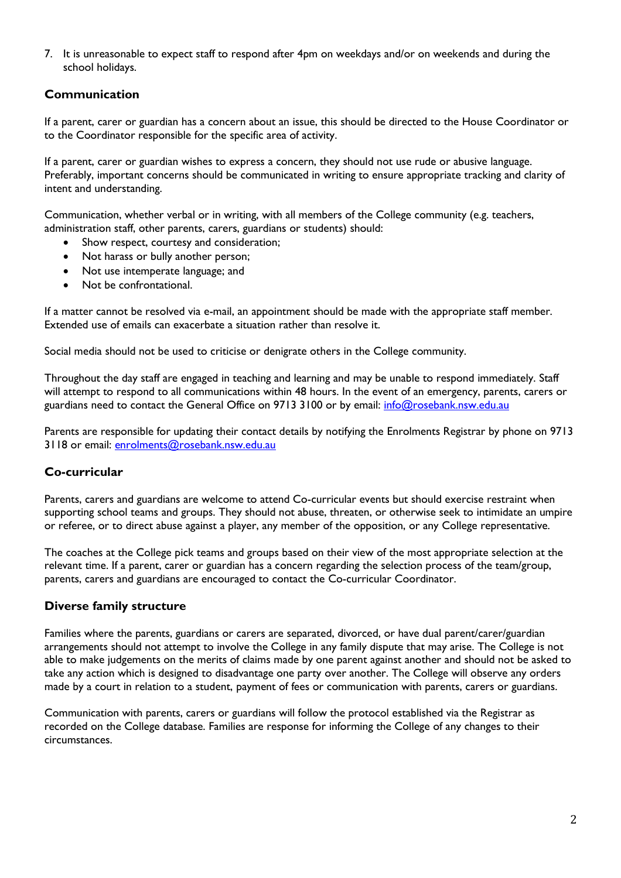7. It is unreasonable to expect staff to respond after 4pm on weekdays and/or on weekends and during the school holidays.

### Communication

If a parent, carer or guardian has a concern about an issue, this should be directed to the House Coordinator or to the Coordinator responsible for the specific area of activity.

If a parent, carer or guardian wishes to express a concern, they should not use rude or abusive language. Preferably, important concerns should be communicated in writing to ensure appropriate tracking and clarity of intent and understanding.

Communication, whether verbal or in writing, with all members of the College community (e.g. teachers, administration staff, other parents, carers, guardians or students) should:

- Show respect, courtesy and consideration;
- Not harass or bully another person;
- Not use intemperate language; and
- Not be confrontational.

If a matter cannot be resolved via e-mail, an appointment should be made with the appropriate staff member. Extended use of emails can exacerbate a situation rather than resolve it.

Social media should not be used to criticise or denigrate others in the College community.

Throughout the day staff are engaged in teaching and learning and may be unable to respond immediately. Staff will attempt to respond to all communications within 48 hours. In the event of an emergency, parents, carers or guardians need to contact the General Office on 9713 3100 or by email: info@rosebank.nsw.edu.au

Parents are responsible for updating their contact details by notifying the Enrolments Registrar by phone on 9713 3118 or email: enrolments@rosebank.nsw.edu.au

### Co-curricular

Parents, carers and guardians are welcome to attend Co-curricular events but should exercise restraint when supporting school teams and groups. They should not abuse, threaten, or otherwise seek to intimidate an umpire or referee, or to direct abuse against a player, any member of the opposition, or any College representative.

The coaches at the College pick teams and groups based on their view of the most appropriate selection at the relevant time. If a parent, carer or guardian has a concern regarding the selection process of the team/group, parents, carers and guardians are encouraged to contact the Co-curricular Coordinator.

### Diverse family structure

Families where the parents, guardians or carers are separated, divorced, or have dual parent/carer/guardian arrangements should not attempt to involve the College in any family dispute that may arise. The College is not able to make judgements on the merits of claims made by one parent against another and should not be asked to take any action which is designed to disadvantage one party over another. The College will observe any orders made by a court in relation to a student, payment of fees or communication with parents, carers or guardians.

Communication with parents, carers or guardians will follow the protocol established via the Registrar as recorded on the College database. Families are response for informing the College of any changes to their circumstances.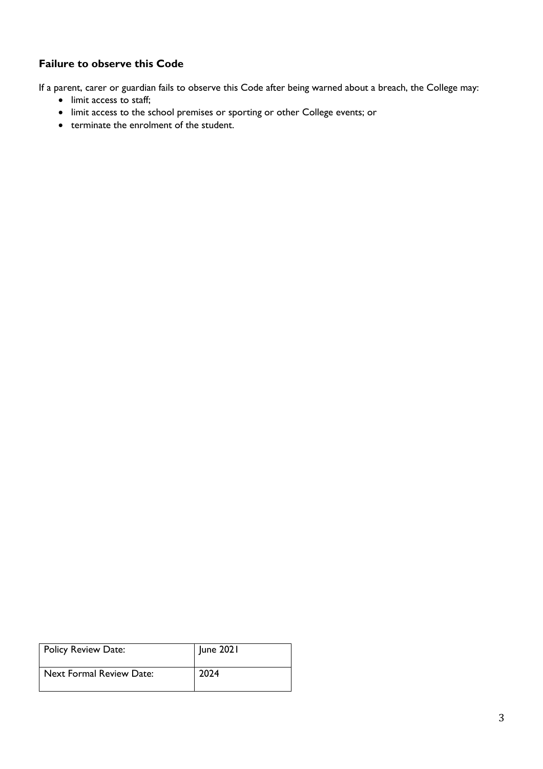### Failure to observe this Code

If a parent, carer or guardian fails to observe this Code after being warned about a breach, the College may:

- limit access to staff;
- limit access to the school premises or sporting or other College events; or
- terminate the enrolment of the student.

| | |
|---|---|
| Policy Review Date: | June 2021 |
| Next Formal Review Date: | 2024 |